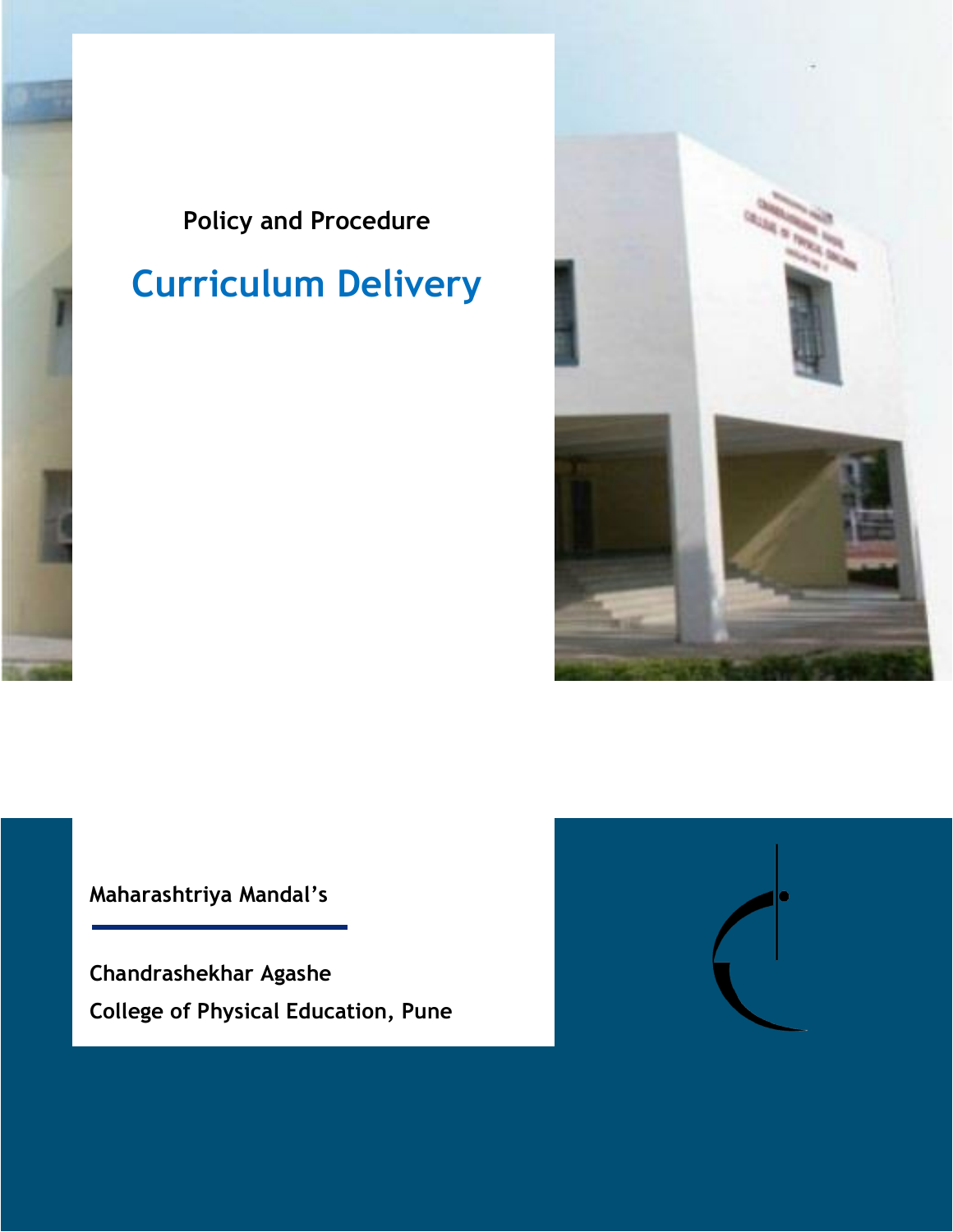Policy and Procedure

# Curriculum Delivery

**Maharashtriya Mandal's**

**Chandrashekhar Agashe**
**College of Physical Education, Pune**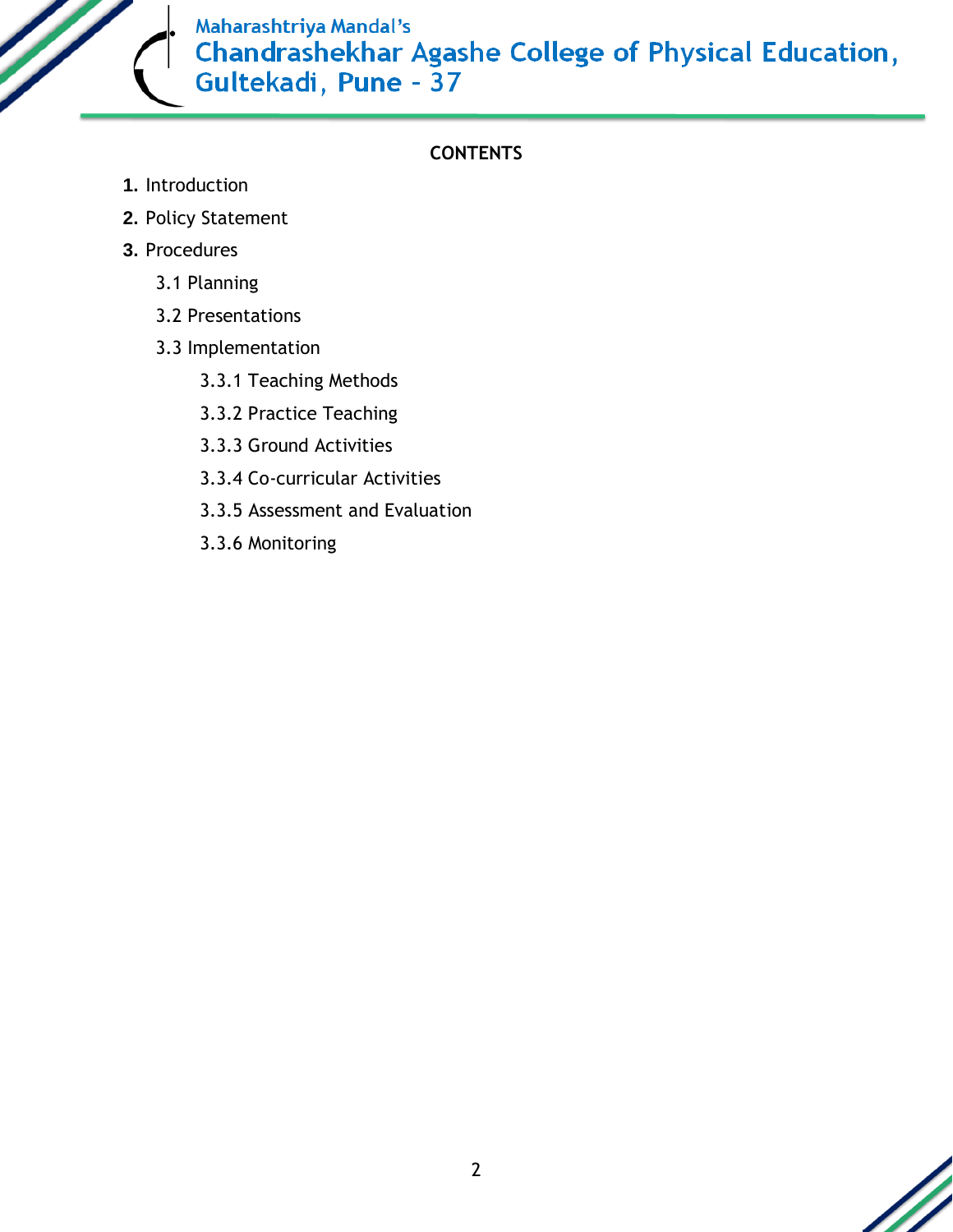## CONTENTS

**1.** Introduction

**2.** Policy Statement

**3.** Procedures

- 3.1 Planning
- 3.2 Presentations
- 3.3 Implementation
  - 3.3.1 Teaching Methods
  - 3.3.2 Practice Teaching
  - 3.3.3 Ground Activities
  - 3.3.4 Co-curricular Activities
  - 3.3.5 Assessment and Evaluation
  - 3.3.6 Monitoring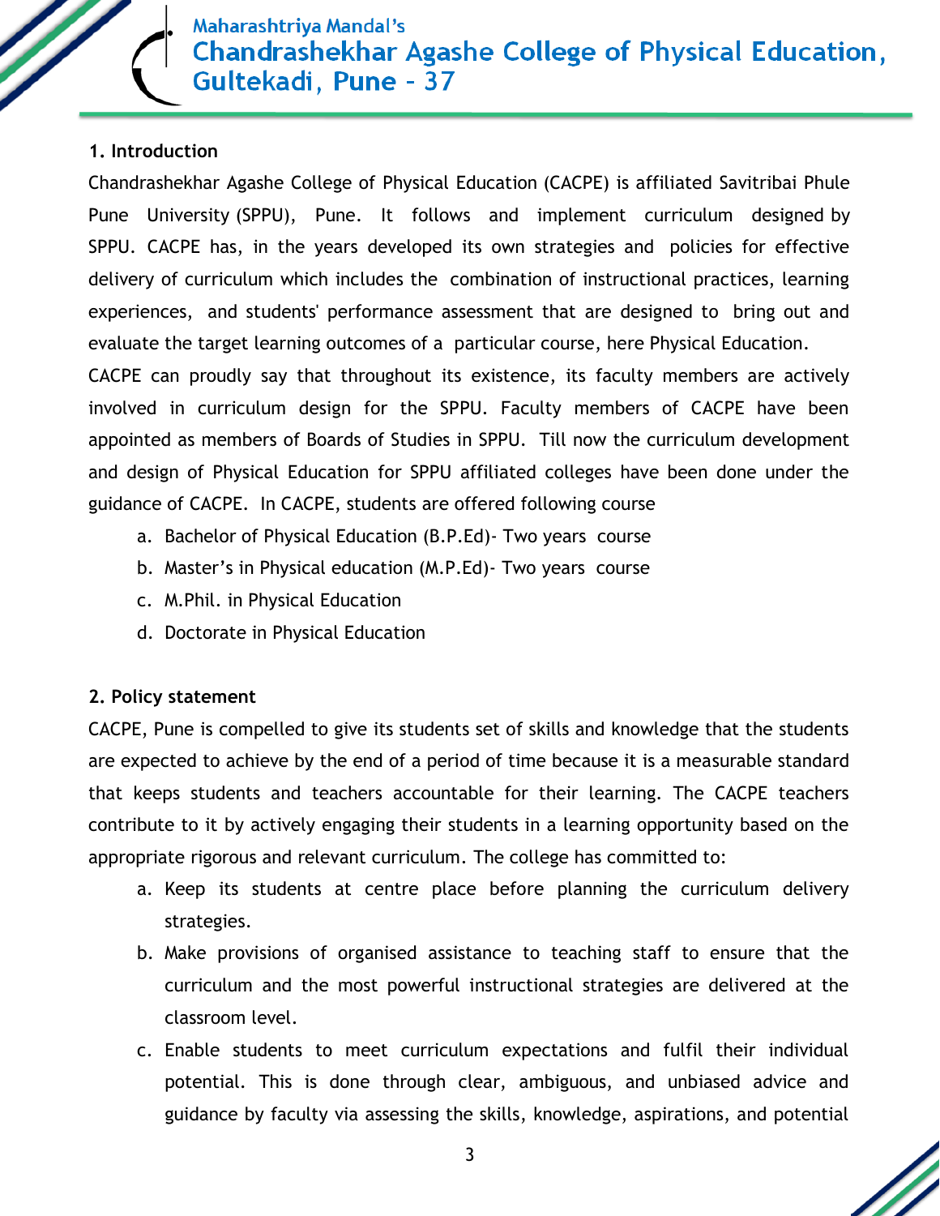## 1. Introduction

Chandrashekhar Agashe College of Physical Education (CACPE) is affiliated Savitribai Phule Pune University (SPPU), Pune. It follows and implement curriculum designed by SPPU. CACPE has, in the years developed its own strategies and policies for effective delivery of curriculum which includes the combination of instructional practices, learning experiences, and students' performance assessment that are designed to bring out and evaluate the target learning outcomes of a particular course, here Physical Education.

CACPE can proudly say that throughout its existence, its faculty members are actively involved in curriculum design for the SPPU. Faculty members of CACPE have been appointed as members of Boards of Studies in SPPU. Till now the curriculum development and design of Physical Education for SPPU affiliated colleges have been done under the guidance of CACPE. In CACPE, students are offered following course

a. Bachelor of Physical Education (B.P.Ed)- Two years course
b. Master's in Physical education (M.P.Ed)- Two years course
c. M.Phil. in Physical Education
d. Doctorate in Physical Education

## 2. Policy statement

CACPE, Pune is compelled to give its students set of skills and knowledge that the students are expected to achieve by the end of a period of time because it is a measurable standard that keeps students and teachers accountable for their learning. The CACPE teachers contribute to it by actively engaging their students in a learning opportunity based on the appropriate rigorous and relevant curriculum. The college has committed to:

a. Keep its students at centre place before planning the curriculum delivery strategies.
b. Make provisions of organised assistance to teaching staff to ensure that the curriculum and the most powerful instructional strategies are delivered at the classroom level.
c. Enable students to meet curriculum expectations and fulfil their individual potential. This is done through clear, ambiguous, and unbiased advice and guidance by faculty via assessing the skills, knowledge, aspirations, and potential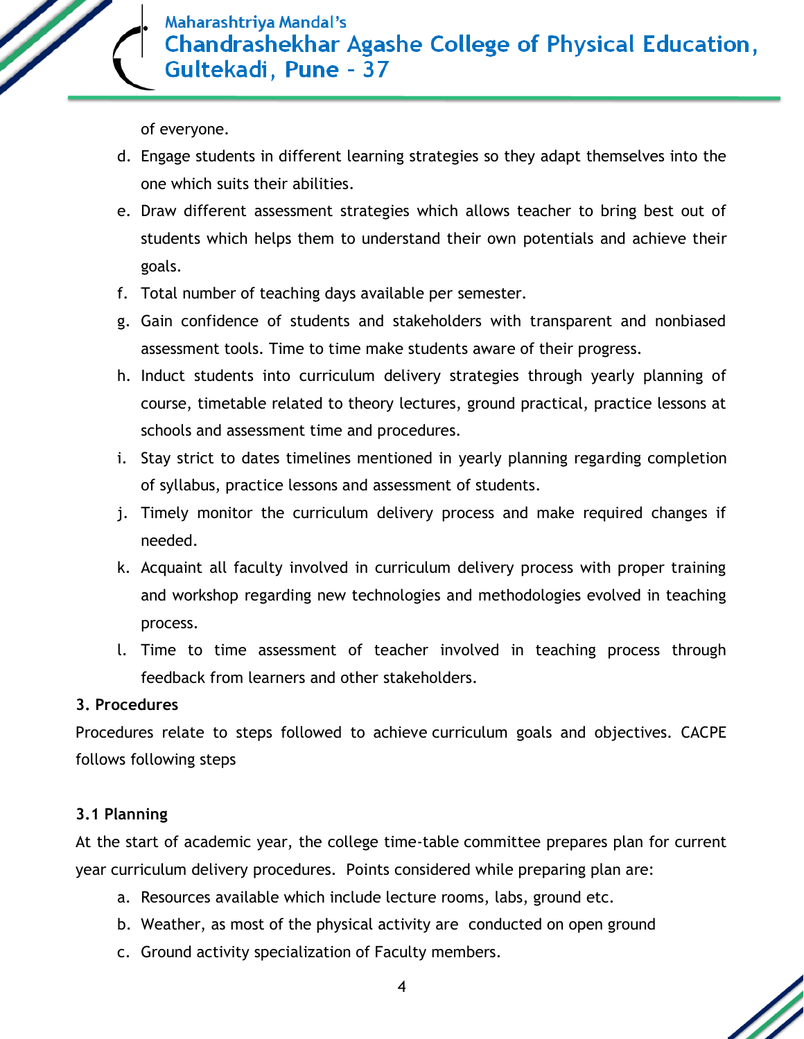of everyone.

d. Engage students in different learning strategies so they adapt themselves into the one which suits their abilities.
e. Draw different assessment strategies which allows teacher to bring best out of students which helps them to understand their own potentials and achieve their goals.
f. Total number of teaching days available per semester.
g. Gain confidence of students and stakeholders with transparent and nonbiased assessment tools. Time to time make students aware of their progress.
h. Induct students into curriculum delivery strategies through yearly planning of course, timetable related to theory lectures, ground practical, practice lessons at schools and assessment time and procedures.
i. Stay strict to dates timelines mentioned in yearly planning regarding completion of syllabus, practice lessons and assessment of students.
j. Timely monitor the curriculum delivery process and make required changes if needed.
k. Acquaint all faculty involved in curriculum delivery process with proper training and workshop regarding new technologies and methodologies evolved in teaching process.
l. Time to time assessment of teacher involved in teaching process through feedback from learners and other stakeholders.

**3. Procedures**

Procedures relate to steps followed to achieve curriculum goals and objectives. CACPE follows following steps

**3.1 Planning**

At the start of academic year, the college time-table committee prepares plan for current year curriculum delivery procedures. Points considered while preparing plan are:

a. Resources available which include lecture rooms, labs, ground etc.
b. Weather, as most of the physical activity are conducted on open ground
c. Ground activity specialization of Faculty members.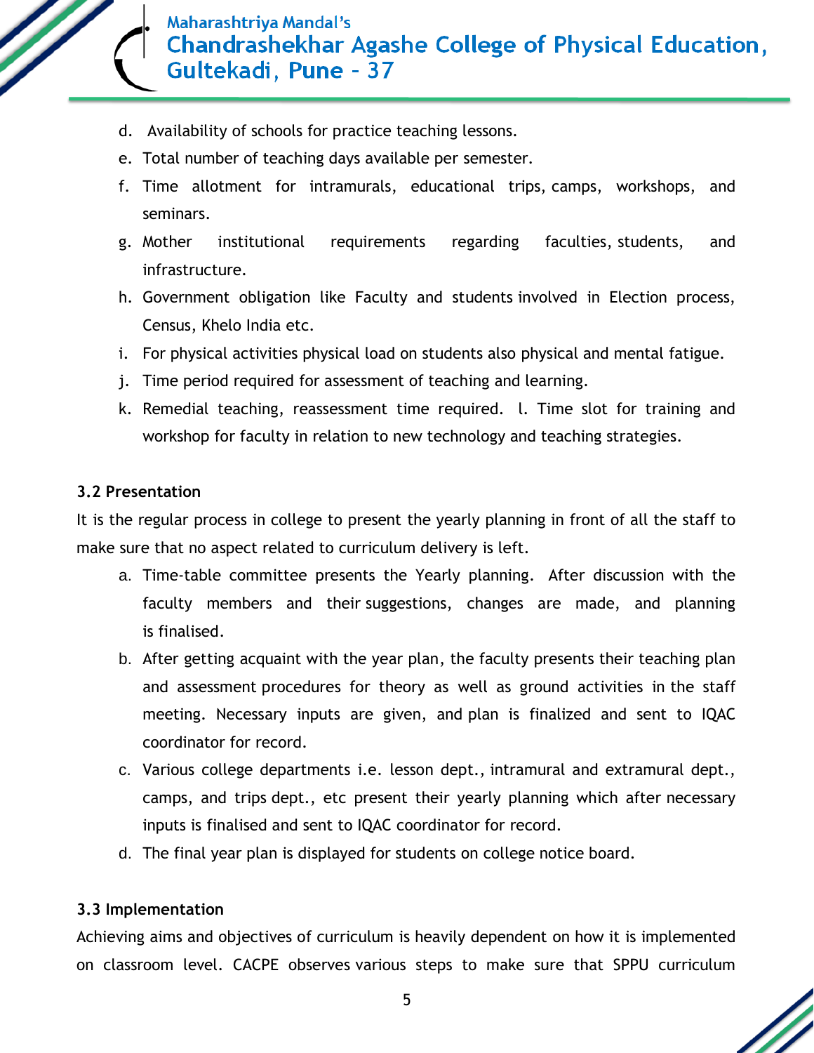d. Availability of schools for practice teaching lessons.
e. Total number of teaching days available per semester.
f. Time allotment for intramurals, educational trips, camps, workshops, and seminars.
g. Mother institutional requirements regarding faculties, students, and infrastructure.
h. Government obligation like Faculty and students involved in Election process, Census, Khelo India etc.
i. For physical activities physical load on students also physical and mental fatigue.
j. Time period required for assessment of teaching and learning.
k. Remedial teaching, reassessment time required. l. Time slot for training and workshop for faculty in relation to new technology and teaching strategies.

**3.2 Presentation**

It is the regular process in college to present the yearly planning in front of all the staff to make sure that no aspect related to curriculum delivery is left.

a. Time-table committee presents the Yearly planning. After discussion with the faculty members and their suggestions, changes are made, and planning is finalised.
b. After getting acquaint with the year plan, the faculty presents their teaching plan and assessment procedures for theory as well as ground activities in the staff meeting. Necessary inputs are given, and plan is finalized and sent to IQAC coordinator for record.
c. Various college departments i.e. lesson dept., intramural and extramural dept., camps, and trips dept., etc present their yearly planning which after necessary inputs is finalised and sent to IQAC coordinator for record.
d. The final year plan is displayed for students on college notice board.

**3.3 Implementation**

Achieving aims and objectives of curriculum is heavily dependent on how it is implemented on classroom level. CACPE observes various steps to make sure that SPPU curriculum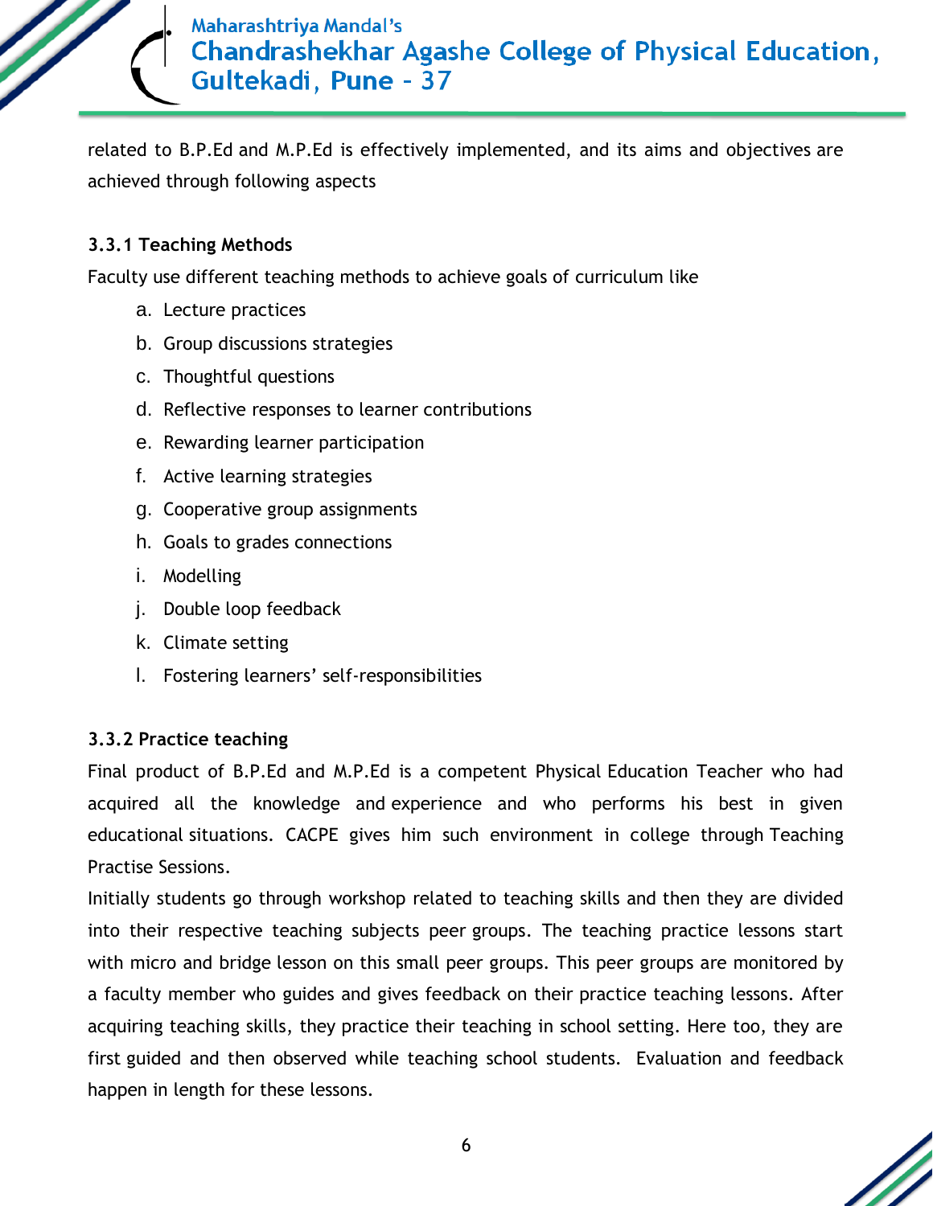related to B.P.Ed and M.P.Ed is effectively implemented, and its aims and objectives are achieved through following aspects

### 3.3.1 Teaching Methods

Faculty use different teaching methods to achieve goals of curriculum like

a. Lecture practices
b. Group discussions strategies
c. Thoughtful questions
d. Reflective responses to learner contributions
e. Rewarding learner participation
f. Active learning strategies
g. Cooperative group assignments
h. Goals to grades connections
i. Modelling
j. Double loop feedback
k. Climate setting
l. Fostering learners' self-responsibilities

### 3.3.2 Practice teaching

Final product of B.P.Ed and M.P.Ed is a competent Physical Education Teacher who had acquired all the knowledge and experience and who performs his best in given educational situations. CACPE gives him such environment in college through Teaching Practise Sessions.

Initially students go through workshop related to teaching skills and then they are divided into their respective teaching subjects peer groups. The teaching practice lessons start with micro and bridge lesson on this small peer groups. This peer groups are monitored by a faculty member who guides and gives feedback on their practice teaching lessons. After acquiring teaching skills, they practice their teaching in school setting. Here too, they are first guided and then observed while teaching school students. Evaluation and feedback happen in length for these lessons.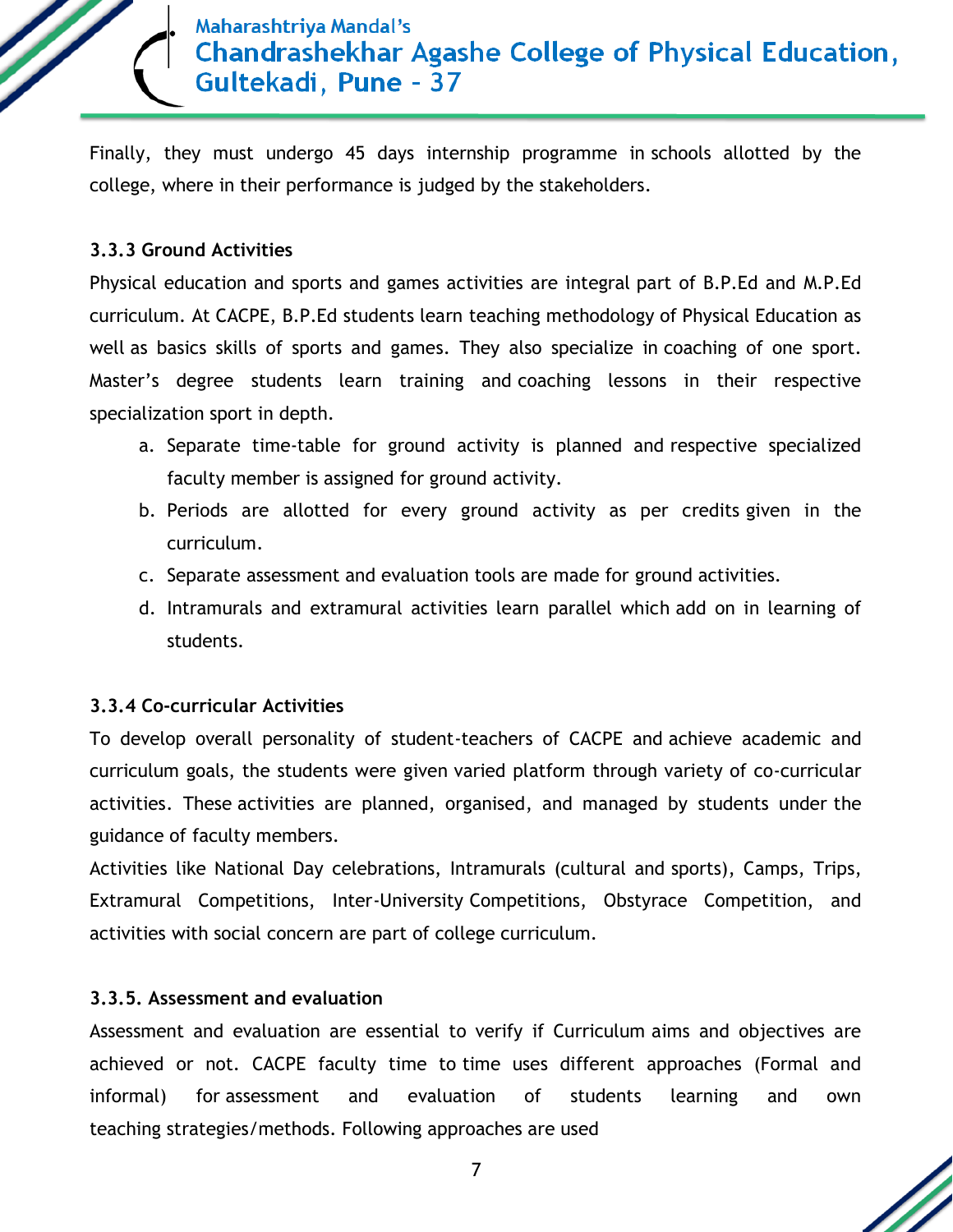Finally, they must undergo 45 days internship programme in schools allotted by the college, where in their performance is judged by the stakeholders.

### 3.3.3 Ground Activities

Physical education and sports and games activities are integral part of B.P.Ed and M.P.Ed curriculum. At CACPE, B.P.Ed students learn teaching methodology of Physical Education as well as basics skills of sports and games. They also specialize in coaching of one sport. Master's degree students learn training and coaching lessons in their respective specialization sport in depth.

a. Separate time-table for ground activity is planned and respective specialized faculty member is assigned for ground activity.
b. Periods are allotted for every ground activity as per credits given in the curriculum.
c. Separate assessment and evaluation tools are made for ground activities.
d. Intramurals and extramural activities learn parallel which add on in learning of students.

### 3.3.4 Co-curricular Activities

To develop overall personality of student-teachers of CACPE and achieve academic and curriculum goals, the students were given varied platform through variety of co-curricular activities. These activities are planned, organised, and managed by students under the guidance of faculty members.

Activities like National Day celebrations, Intramurals (cultural and sports), Camps, Trips, Extramural Competitions, Inter-University Competitions, Obstyrace Competition, and activities with social concern are part of college curriculum.

### 3.3.5. Assessment and evaluation

Assessment and evaluation are essential to verify if Curriculum aims and objectives are achieved or not. CACPE faculty time to time uses different approaches (Formal and informal) for assessment and evaluation of students learning and own teaching strategies/methods. Following approaches are used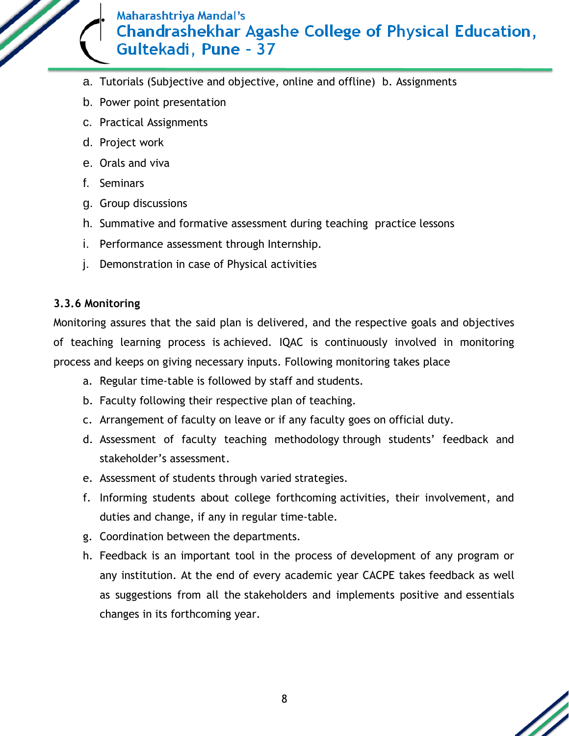a. Tutorials (Subjective and objective, online and offline)  b. Assignments
b. Power point presentation
c. Practical Assignments
d. Project work
e. Orals and viva
f. Seminars
g. Group discussions
h. Summative and formative assessment during teaching  practice lessons
i. Performance assessment through Internship.
j. Demonstration in case of Physical activities

**3.3.6 Monitoring**

Monitoring assures that the said plan is delivered, and the respective goals and objectives of teaching learning process is achieved. IQAC is continuously involved in monitoring process and keeps on giving necessary inputs. Following monitoring takes place

a. Regular time-table is followed by staff and students.
b. Faculty following their respective plan of teaching.
c. Arrangement of faculty on leave or if any faculty goes on official duty.
d. Assessment of faculty teaching methodology through students' feedback and stakeholder's assessment.
e. Assessment of students through varied strategies.
f. Informing students about college forthcoming activities, their involvement, and duties and change, if any in regular time-table.
g. Coordination between the departments.
h. Feedback is an important tool in the process of development of any program or any institution. At the end of every academic year CACPE takes feedback as well as suggestions from all the stakeholders and implements positive and essentials changes in its forthcoming year.